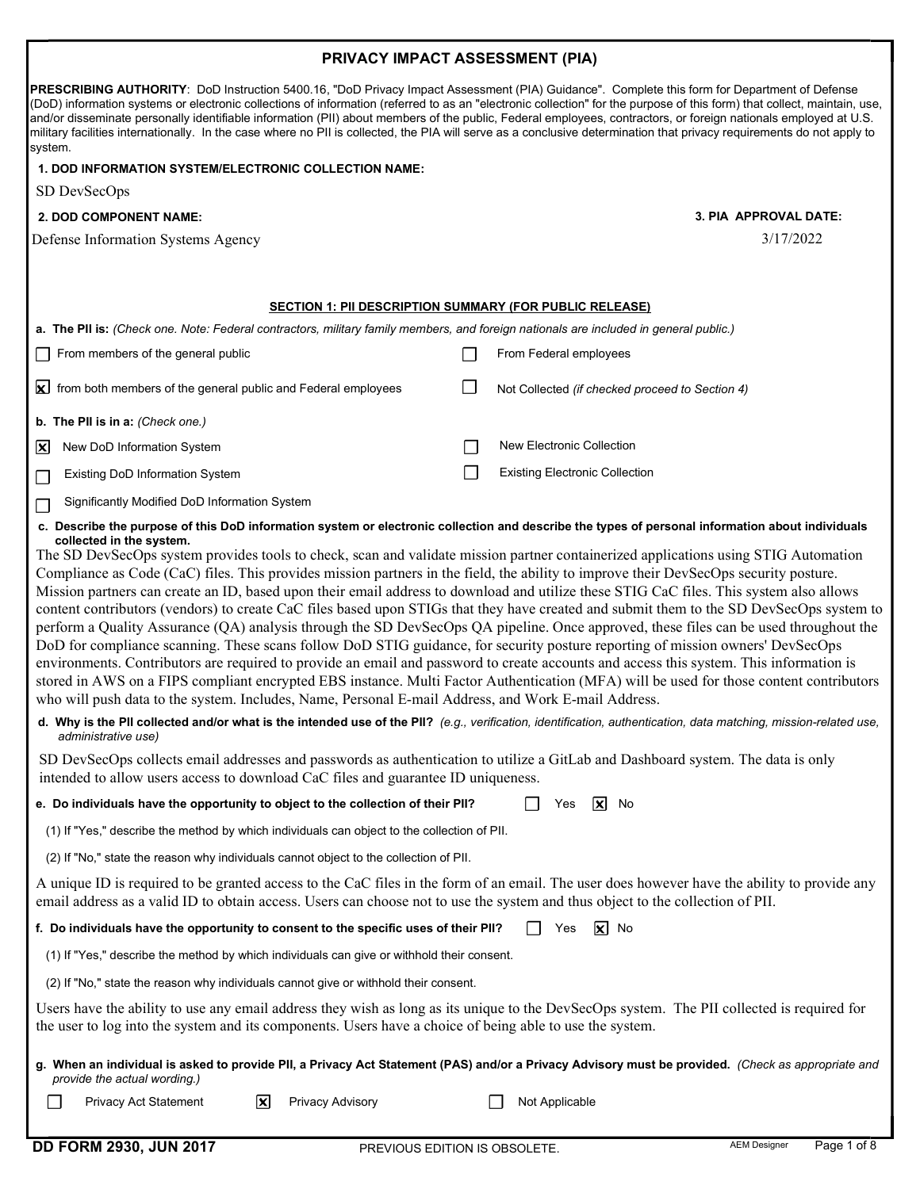# PRIVACY IMPACT ASSESSMENT (PIA)

**PRESCRIBING AUTHORITY**: DoD Instruction 5400.16, "DoD Privacy Impact Assessment (PIA) Guidance". Complete this form for Department of Defense (DoD) information systems or electronic collections of information (referred to as an "electronic collection" for the purpose of this form) that collect, maintain, use, and/or disseminate personally identifiable information (PII) about members of the public, Federal employees, contractors, or foreign nationals employed at U.S. military facilities internationally. In the case where no PII is collected, the PIA will serve as a conclusive determination that privacy requirements do not apply to system.

**1. DOD INFORMATION SYSTEM/ELECTRONIC COLLECTION NAME:**

SD DevSecOps

**2. DOD COMPONENT NAME:**

Defense Information Systems Agency

**3. PIA APPROVAL DATE:**

3/17/2022

## SECTION 1: PII DESCRIPTION SUMMARY (FOR PUBLIC RELEASE)

**a. The PII is:** *(Check one. Note: Federal contractors, military family members, and foreign nationals are included in general public.)*

- [ ] From members of the general public
- [ ] From Federal employees
- [x] from both members of the general public and Federal employees
- [ ] Not Collected *(if checked proceed to Section 4)*

**b. The PII is in a:** *(Check one.)*

- [x] New DoD Information System
- [ ] New Electronic Collection
- [ ] Existing DoD Information System
- [ ] Existing Electronic Collection
- [ ] Significantly Modified DoD Information System

**c. Describe the purpose of this DoD information system or electronic collection and describe the types of personal information about individuals collected in the system.**

The SD DevSecOps system provides tools to check, scan and validate mission partner containerized applications using STIG Automation Compliance as Code (CaC) files. This provides mission partners in the field, the ability to improve their DevSecOps security posture. Mission partners can create an ID, based upon their email address to download and utilize these STIG CaC files. This system also allows content contributors (vendors) to create CaC files based upon STIGs that they have created and submit them to the SD DevSecOps system to perform a Quality Assurance (QA) analysis through the SD DevSecOps QA pipeline. Once approved, these files can be used throughout the DoD for compliance scanning. These scans follow DoD STIG guidance, for security posture reporting of mission owners' DevSecOps environments. Contributors are required to provide an email and password to create accounts and access this system. This information is stored in AWS on a FIPS compliant encrypted EBS instance. Multi Factor Authentication (MFA) will be used for those content contributors who will push data to the system. Includes, Name, Personal E-mail Address, and Work E-mail Address.

**d. Why is the PII collected and/or what is the intended use of the PII?** *(e.g., verification, identification, authentication, data matching, mission-related use, administrative use)*

SD DevSecOps collects email addresses and passwords as authentication to utilize a GitLab and Dashboard system. The data is only intended to allow users access to download CaC files and guarantee ID uniqueness.

**e. Do individuals have the opportunity to object to the collection of their PII?** [ ] Yes [x] No

(1) If "Yes," describe the method by which individuals can object to the collection of PII.

(2) If "No," state the reason why individuals cannot object to the collection of PII.

A unique ID is required to be granted access to the CaC files in the form of an email. The user does however have the ability to provide any email address as a valid ID to obtain access. Users can choose not to use the system and thus object to the collection of PII.

**f. Do individuals have the opportunity to consent to the specific uses of their PII?** [ ] Yes [x] No

(1) If "Yes," describe the method by which individuals can give or withhold their consent.

(2) If "No," state the reason why individuals cannot give or withhold their consent.

Users have the ability to use any email address they wish as long as its unique to the DevSecOps system. The PII collected is required for the user to log into the system and its components. Users have a choice of being able to use the system.

**g. When an individual is asked to provide PII, a Privacy Act Statement (PAS) and/or a Privacy Advisory must be provided.** *(Check as appropriate and provide the actual wording.)*

- [ ] Privacy Act Statement
- [x] Privacy Advisory
- [ ] Not Applicable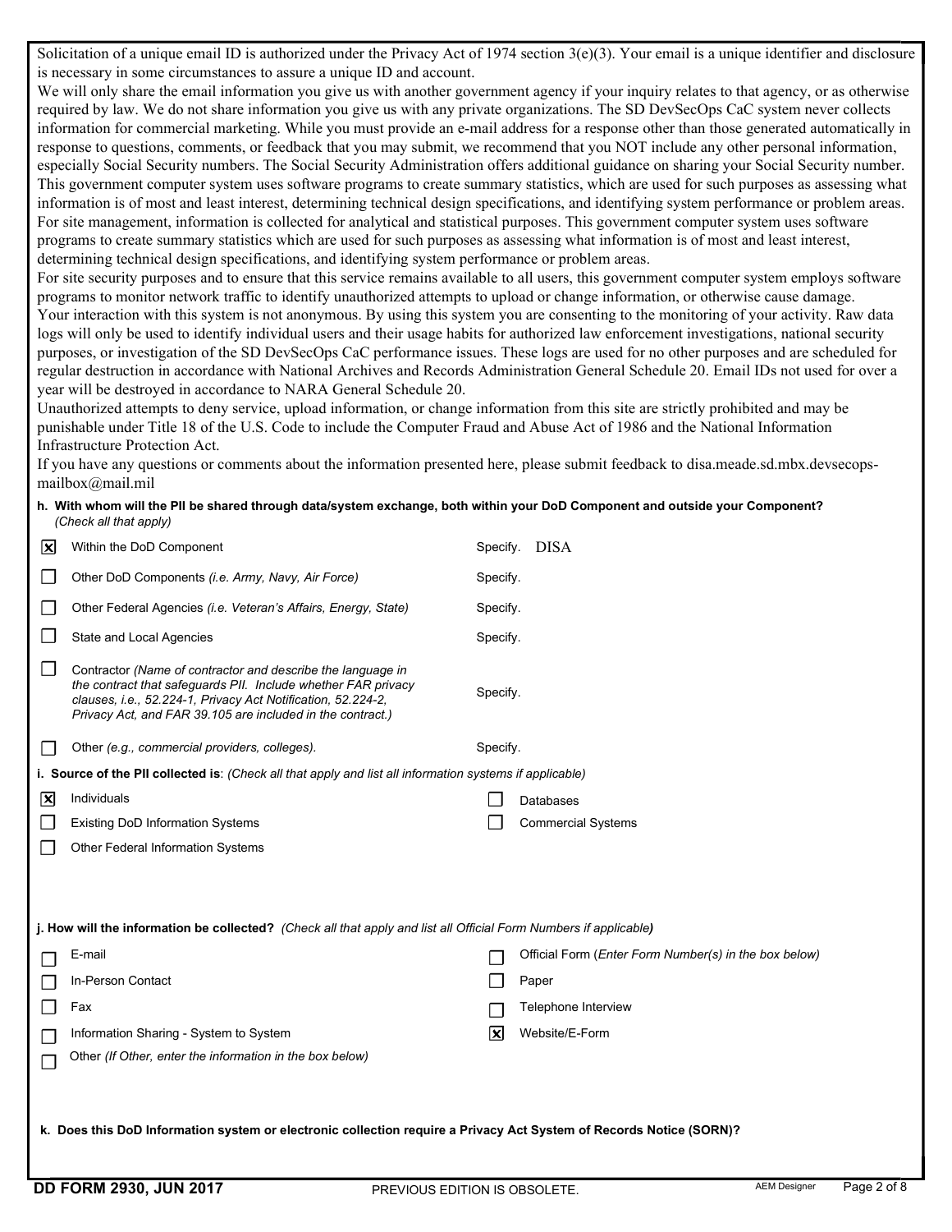Solicitation of a unique email ID is authorized under the Privacy Act of 1974 section 3(e)(3). Your email is a unique identifier and disclosure is necessary in some circumstances to assure a unique ID and account.
We will only share the email information you give us with another government agency if your inquiry relates to that agency, or as otherwise required by law. We do not share information you give us with any private organizations. The SD DevSecOps CaC system never collects information for commercial marketing. While you must provide an e-mail address for a response other than those generated automatically in response to questions, comments, or feedback that you may submit, we recommend that you NOT include any other personal information, especially Social Security numbers. The Social Security Administration offers additional guidance on sharing your Social Security number. This government computer system uses software programs to create summary statistics, which are used for such purposes as assessing what information is of most and least interest, determining technical design specifications, and identifying system performance or problem areas. For site management, information is collected for analytical and statistical purposes. This government computer system uses software programs to create summary statistics which are used for such purposes as assessing what information is of most and least interest, determining technical design specifications, and identifying system performance or problem areas.
For site security purposes and to ensure that this service remains available to all users, this government computer system employs software programs to monitor network traffic to identify unauthorized attempts to upload or change information, or otherwise cause damage.
Your interaction with this system is not anonymous. By using this system you are consenting to the monitoring of your activity. Raw data logs will only be used to identify individual users and their usage habits for authorized law enforcement investigations, national security purposes, or investigation of the SD DevSecOps CaC performance issues. These logs are used for no other purposes and are scheduled for regular destruction in accordance with National Archives and Records Administration General Schedule 20. Email IDs not used for over a year will be destroyed in accordance to NARA General Schedule 20.
Unauthorized attempts to deny service, upload information, or change information from this site are strictly prohibited and may be punishable under Title 18 of the U.S. Code to include the Computer Fraud and Abuse Act of 1986 and the National Information Infrastructure Protection Act.
If you have any questions or comments about the information presented here, please submit feedback to disa.meade.sd.mbx.devsecops-mailbox@mail.mil

**h. With whom will the PII be shared through data/system exchange, both within your DoD Component and outside your Component?** *(Check all that apply)*

| | | |
|---|---|---|
| ☒ | Within the DoD Component | Specify. DISA |
| ☐ | Other DoD Components *(i.e. Army, Navy, Air Force)* | Specify. |
| ☐ | Other Federal Agencies *(i.e. Veteran's Affairs, Energy, State)* | Specify. |
| ☐ | State and Local Agencies | Specify. |
| ☐ | Contractor *(Name of contractor and describe the language in the contract that safeguards PII. Include whether FAR privacy clauses, i.e., 52.224-1, Privacy Act Notification, 52.224-2, Privacy Act, and FAR 39.105 are included in the contract.)* | Specify. |
| ☐ | Other *(e.g., commercial providers, colleges).* | Specify. |

**i. Source of the PII collected is**: *(Check all that apply and list all information systems if applicable)*

| | | | |
|---|---|---|---|
| ☒ | Individuals | ☐ | Databases |
| ☐ | Existing DoD Information Systems | ☐ | Commercial Systems |
| ☐ | Other Federal Information Systems | | |

**j. How will the information be collected?** *(Check all that apply and list all Official Form Numbers if applicable)*

| | | | |
|---|---|---|---|
| ☐ | E-mail | ☐ | Official Form (*Enter Form Number(s) in the box below*) |
| ☐ | In-Person Contact | ☐ | Paper |
| ☐ | Fax | ☐ | Telephone Interview |
| ☐ | Information Sharing - System to System | ☒ | Website/E-Form |
| ☐ | Other *(If Other, enter the information in the box below)* | | |

**k. Does this DoD Information system or electronic collection require a Privacy Act System of Records Notice (SORN)?**

DD FORM 2930, JUN 2017 PREVIOUS EDITION IS OBSOLETE. AEM Designer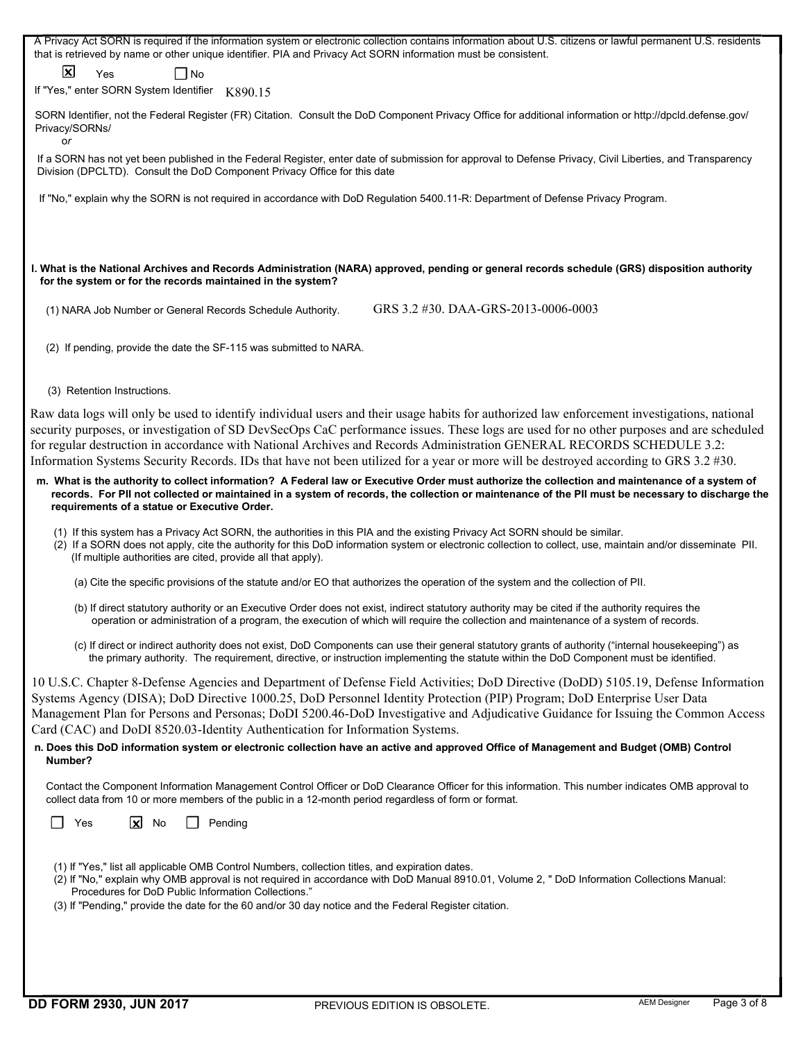A Privacy Act SORN is required if the information system or electronic collection contains information about U.S. citizens or lawful permanent U.S. residents that is retrieved by name or other unique identifier. PIA and Privacy Act SORN information must be consistent.

[x] Yes [ ] No

If "Yes," enter SORN System Identifier K890.15

SORN Identifier, not the Federal Register (FR) Citation. Consult the DoD Component Privacy Office for additional information or http://dpcld.defense.gov/Privacy/SORNs/

or

If a SORN has not yet been published in the Federal Register, enter date of submission for approval to Defense Privacy, Civil Liberties, and Transparency Division (DPCLTD). Consult the DoD Component Privacy Office for this date

If "No," explain why the SORN is not required in accordance with DoD Regulation 5400.11-R: Department of Defense Privacy Program.

**l. What is the National Archives and Records Administration (NARA) approved, pending or general records schedule (GRS) disposition authority for the system or for the records maintained in the system?**

(1) NARA Job Number or General Records Schedule Authority. GRS 3.2 #30. DAA-GRS-2013-0006-0003

(2) If pending, provide the date the SF-115 was submitted to NARA.

(3) Retention Instructions.

Raw data logs will only be used to identify individual users and their usage habits for authorized law enforcement investigations, national security purposes, or investigation of SD DevSecOps CaC performance issues. These logs are used for no other purposes and are scheduled for regular destruction in accordance with National Archives and Records Administration GENERAL RECORDS SCHEDULE 3.2: Information Systems Security Records. IDs that have not been utilized for a year or more will be destroyed according to GRS 3.2 #30.

**m. What is the authority to collect information? A Federal law or Executive Order must authorize the collection and maintenance of a system of records. For PII not collected or maintained in a system of records, the collection or maintenance of the PII must be necessary to discharge the requirements of a statue or Executive Order.**

(1) If this system has a Privacy Act SORN, the authorities in this PIA and the existing Privacy Act SORN should be similar.
(2) If a SORN does not apply, cite the authority for this DoD information system or electronic collection to collect, use, maintain and/or disseminate PII. (If multiple authorities are cited, provide all that apply).

(a) Cite the specific provisions of the statute and/or EO that authorizes the operation of the system and the collection of PII.

(b) If direct statutory authority or an Executive Order does not exist, indirect statutory authority may be cited if the authority requires the operation or administration of a program, the execution of which will require the collection and maintenance of a system of records.

(c) If direct or indirect authority does not exist, DoD Components can use their general statutory grants of authority ("internal housekeeping") as the primary authority. The requirement, directive, or instruction implementing the statute within the DoD Component must be identified.

10 U.S.C. Chapter 8-Defense Agencies and Department of Defense Field Activities; DoD Directive (DoDD) 5105.19, Defense Information Systems Agency (DISA); DoD Directive 1000.25, DoD Personnel Identity Protection (PIP) Program; DoD Enterprise User Data Management Plan for Persons and Personas; DoDI 5200.46-DoD Investigative and Adjudicative Guidance for Issuing the Common Access Card (CAC) and DoDI 8520.03-Identity Authentication for Information Systems.

**n. Does this DoD information system or electronic collection have an active and approved Office of Management and Budget (OMB) Control Number?**

Contact the Component Information Management Control Officer or DoD Clearance Officer for this information. This number indicates OMB approval to collect data from 10 or more members of the public in a 12-month period regardless of form or format.

[ ] Yes [x] No [ ] Pending

(1) If "Yes," list all applicable OMB Control Numbers, collection titles, and expiration dates.
(2) If "No," explain why OMB approval is not required in accordance with DoD Manual 8910.01, Volume 2, " DoD Information Collections Manual: Procedures for DoD Public Information Collections."
(3) If "Pending," provide the date for the 60 and/or 30 day notice and the Federal Register citation.

DD FORM 2930, JUN 2017 PREVIOUS EDITION IS OBSOLETE. AEM Designer